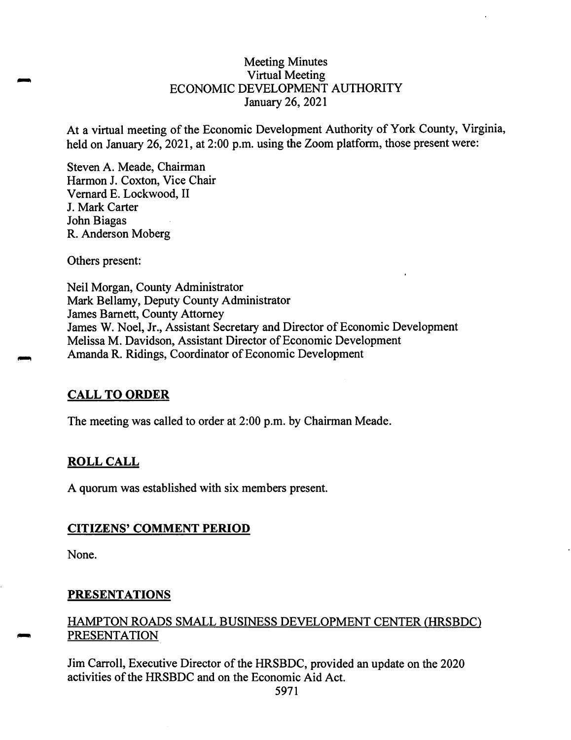# Meeting Minutes
## Virtual Meeting
## ECONOMIC DEVELOPMENT AUTHORITY
## January 26, 2021

At a virtual meeting of the Economic Development Authority of York County, Virginia, held on January 26, 2021, at 2:00 p.m. using the Zoom platform, those present were:

Steven A. Meade, Chairman
Harmon J. Coxton, Vice Chair
Vernard E. Lockwood, II
J. Mark Carter
John Biagas
R. Anderson Moberg

Others present:

Neil Morgan, County Administrator
Mark Bellamy, Deputy County Administrator
James Barnett, County Attorney
James W. Noel, Jr., Assistant Secretary and Director of Economic Development
Melissa M. Davidson, Assistant Director of Economic Development
Amanda R. Ridings, Coordinator of Economic Development

## CALL TO ORDER

The meeting was called to order at 2:00 p.m. by Chairman Meade.

## ROLL CALL

A quorum was established with six members present.

## CITIZENS' COMMENT PERIOD

None.

## PRESENTATIONS

### HAMPTON ROADS SMALL BUSINESS DEVELOPMENT CENTER (HRSBDC) PRESENTATION

Jim Carroll, Executive Director of the HRSBDC, provided an update on the 2020 activities of the HRSBDC and on the Economic Aid Act.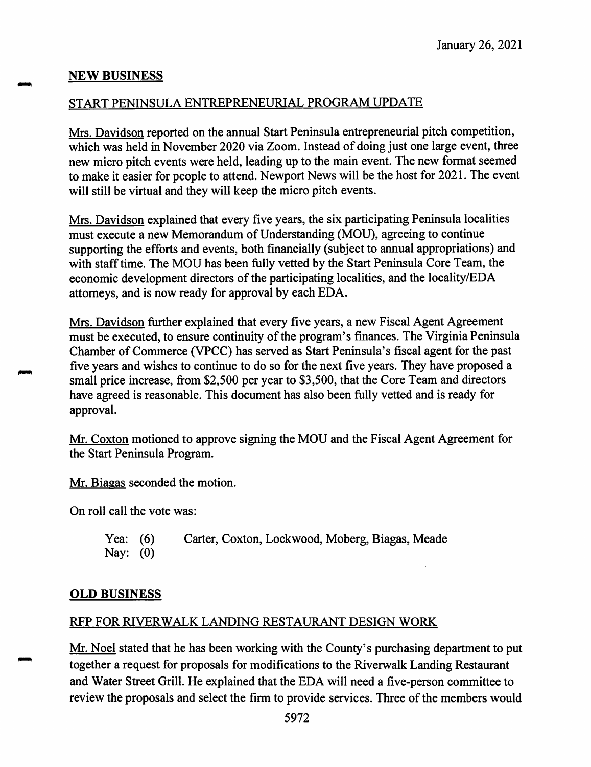## NEW BUSINESS

### START PENINSULA ENTREPRENEURIAL PROGRAM UPDATE

Mrs. Davidson reported on the annual Start Peninsula entrepreneurial pitch competition, which was held in November 2020 via Zoom. Instead of doing just one large event, three new micro pitch events were held, leading up to the main event. The new format seemed to make it easier for people to attend. Newport News will be the host for 2021. The event will still be virtual and they will keep the micro pitch events.

Mrs. Davidson explained that every five years, the six participating Peninsula localities must execute a new Memorandum of Understanding (MOU), agreeing to continue supporting the efforts and events, both financially (subject to annual appropriations) and with staff time. The MOU has been fully vetted by the Start Peninsula Core Team, the economic development directors of the participating localities, and the locality/EDA attorneys, and is now ready for approval by each EDA.

Mrs. Davidson further explained that every five years, a new Fiscal Agent Agreement must be executed, to ensure continuity of the program's finances. The Virginia Peninsula Chamber of Commerce (VPCC) has served as Start Peninsula's fiscal agent for the past five years and wishes to continue to do so for the next five years. They have proposed a small price increase, from $2,500 per year to $3,500, that the Core Team and directors have agreed is reasonable. This document has also been fully vetted and is ready for approval.

Mr. Coxton motioned to approve signing the MOU and the Fiscal Agent Agreement for the Start Peninsula Program.

Mr. Biagas seconded the motion.

On roll call the vote was:

Yea: (6) Carter, Coxton, Lockwood, Moberg, Biagas, Meade
Nay: (0)

## OLD BUSINESS

### RFP FOR RIVERWALK LANDING RESTAURANT DESIGN WORK

Mr. Noel stated that he has been working with the County's purchasing department to put together a request for proposals for modifications to the Riverwalk Landing Restaurant and Water Street Grill. He explained that the EDA will need a five-person committee to review the proposals and select the firm to provide services. Three of the members would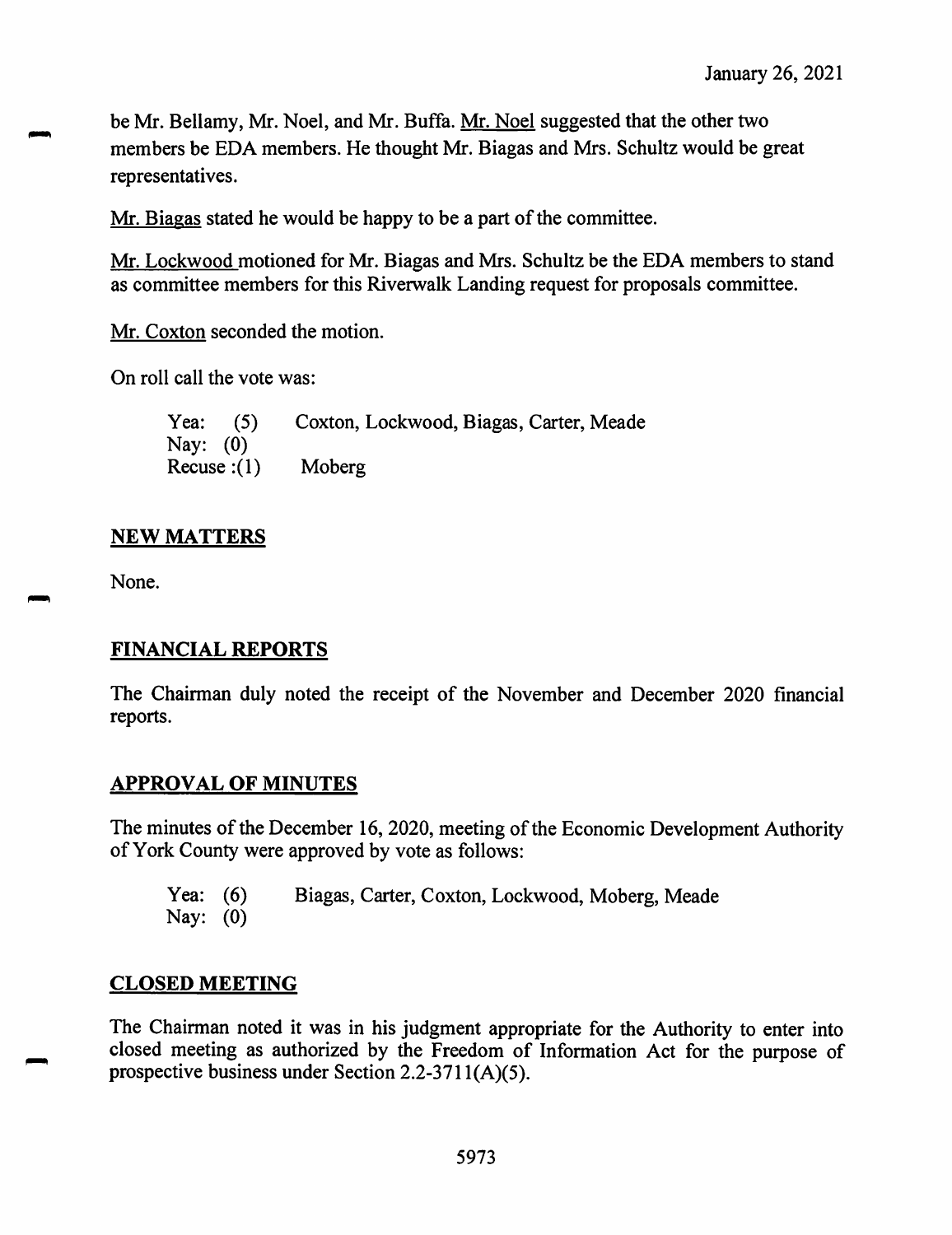be Mr. Bellamy, Mr. Noel, and Mr. Buffa. Mr. Noel suggested that the other two members be EDA members. He thought Mr. Biagas and Mrs. Schultz would be great representatives.

Mr. Biagas stated he would be happy to be a part of the committee.

Mr. Lockwood motioned for Mr. Biagas and Mrs. Schultz be the EDA members to stand as committee members for this Riverwalk Landing request for proposals committee.

Mr. Coxton seconded the motion.

On roll call the vote was:

Yea: (5) Coxton, Lockwood, Biagas, Carter, Meade
Nay: (0)
Recuse :(1) Moberg

## NEW MATTERS

None.

## FINANCIAL REPORTS

The Chairman duly noted the receipt of the November and December 2020 financial reports.

## APPROVAL OF MINUTES

The minutes of the December 16, 2020, meeting of the Economic Development Authority of York County were approved by vote as follows:

Yea: (6) Biagas, Carter, Coxton, Lockwood, Moberg, Meade
Nay: (0)

## CLOSED MEETING

The Chairman noted it was in his judgment appropriate for the Authority to enter into closed meeting as authorized by the Freedom of Information Act for the purpose of prospective business under Section 2.2-3711(A)(5).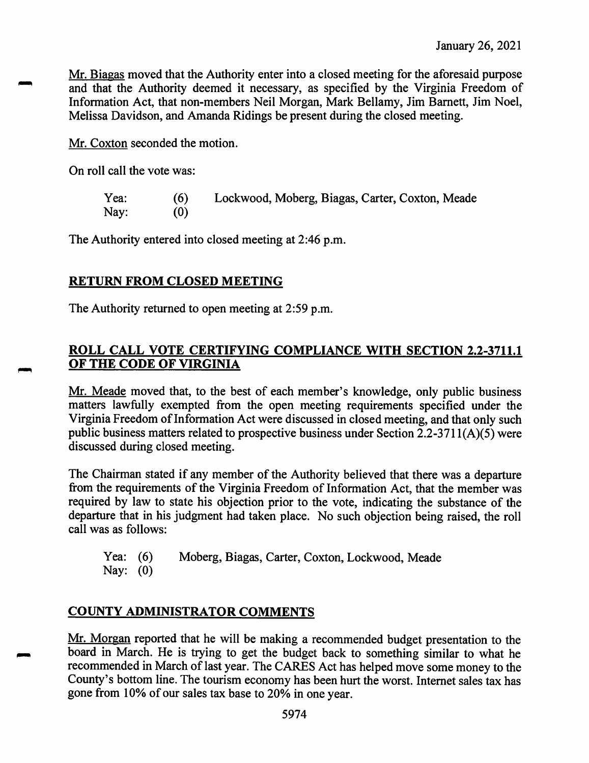Mr. Biagas moved that the Authority enter into a closed meeting for the aforesaid purpose and that the Authority deemed it necessary, as specified by the Virginia Freedom of Information Act, that non-members Neil Morgan, Mark Bellamy, Jim Barnett, Jim Noel, Melissa Davidson, and Amanda Ridings be present during the closed meeting.

Mr. Coxton seconded the motion.

On roll call the vote was:

| | | |
|---|---|---|
| Yea: | (6) | Lockwood, Moberg, Biagas, Carter, Coxton, Meade |
| Nay: | (0) | |

The Authority entered into closed meeting at 2:46 p.m.

## RETURN FROM CLOSED MEETING

The Authority returned to open meeting at 2:59 p.m.

## ROLL CALL VOTE CERTIFYING COMPLIANCE WITH SECTION 2.2-3711.1 OF THE CODE OF VIRGINIA

Mr. Meade moved that, to the best of each member's knowledge, only public business matters lawfully exempted from the open meeting requirements specified under the Virginia Freedom of Information Act were discussed in closed meeting, and that only such public business matters related to prospective business under Section 2.2-3711(A)(5) were discussed during closed meeting.

The Chairman stated if any member of the Authority believed that there was a departure from the requirements of the Virginia Freedom of Information Act, that the member was required by law to state his objection prior to the vote, indicating the substance of the departure that in his judgment had taken place. No such objection being raised, the roll call was as follows:

| | | |
|---|---|---|
| Yea: | (6) | Moberg, Biagas, Carter, Coxton, Lockwood, Meade |
| Nay: | (0) | |

## COUNTY ADMINISTRATOR COMMENTS

Mr. Morgan reported that he will be making a recommended budget presentation to the board in March. He is trying to get the budget back to something similar to what he recommended in March of last year. The CARES Act has helped move some money to the County's bottom line. The tourism economy has been hurt the worst. Internet sales tax has gone from 10% of our sales tax base to 20% in one year.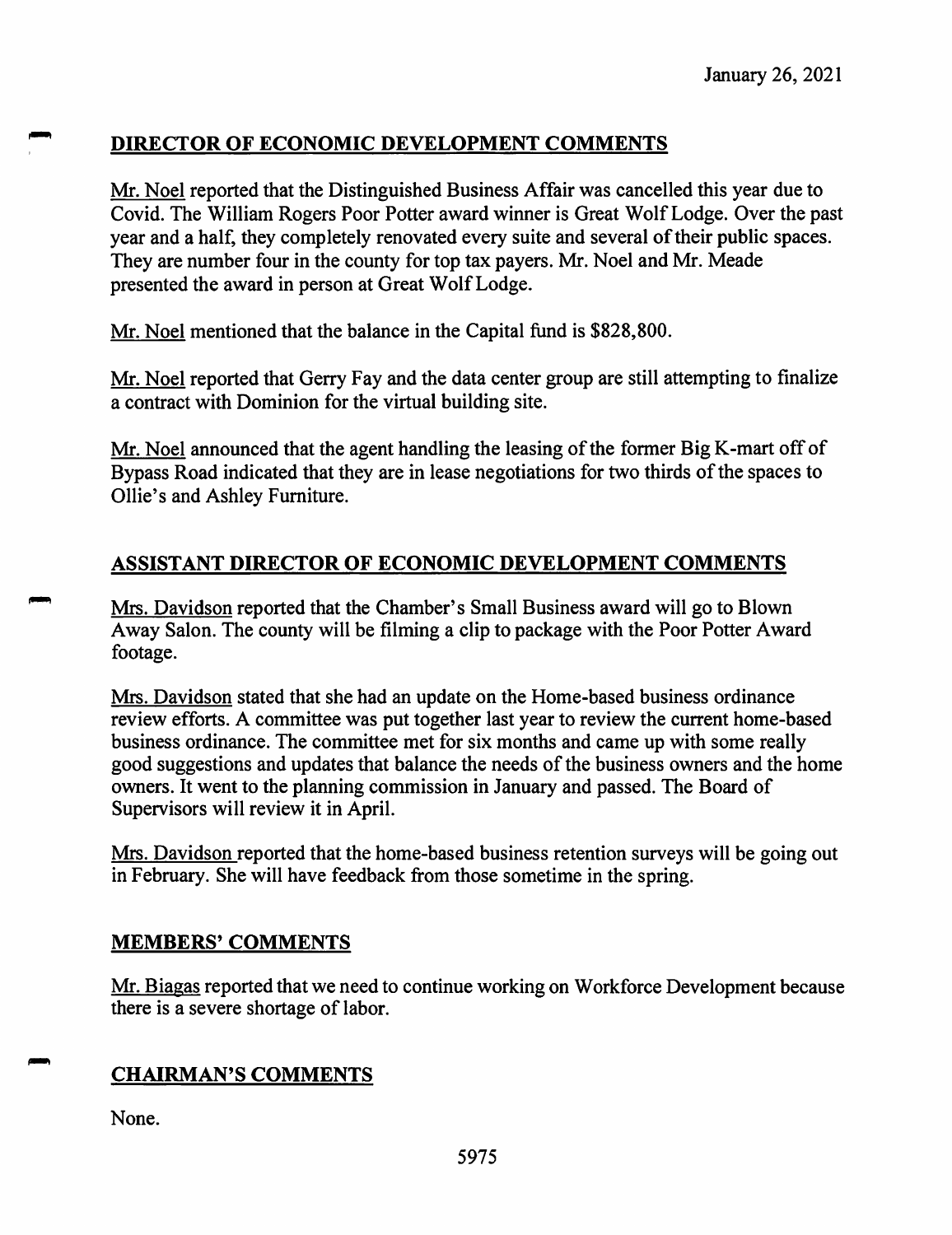January 26, 2021

## DIRECTOR OF ECONOMIC DEVELOPMENT COMMENTS

Mr. Noel reported that the Distinguished Business Affair was cancelled this year due to Covid. The William Rogers Poor Potter award winner is Great Wolf Lodge. Over the past year and a half, they completely renovated every suite and several of their public spaces. They are number four in the county for top tax payers. Mr. Noel and Mr. Meade presented the award in person at Great Wolf Lodge.

Mr. Noel mentioned that the balance in the Capital fund is $828,800.

Mr. Noel reported that Gerry Fay and the data center group are still attempting to finalize a contract with Dominion for the virtual building site.

Mr. Noel announced that the agent handling the leasing of the former Big K-mart off of Bypass Road indicated that they are in lease negotiations for two thirds of the spaces to Ollie's and Ashley Furniture.

## ASSISTANT DIRECTOR OF ECONOMIC DEVELOPMENT COMMENTS

Mrs. Davidson reported that the Chamber's Small Business award will go to Blown Away Salon. The county will be filming a clip to package with the Poor Potter Award footage.

Mrs. Davidson stated that she had an update on the Home-based business ordinance review efforts. A committee was put together last year to review the current home-based business ordinance. The committee met for six months and came up with some really good suggestions and updates that balance the needs of the business owners and the home owners. It went to the planning commission in January and passed. The Board of Supervisors will review it in April.

Mrs. Davidson reported that the home-based business retention surveys will be going out in February. She will have feedback from those sometime in the spring.

## MEMBERS' COMMENTS

Mr. Biagas reported that we need to continue working on Workforce Development because there is a severe shortage of labor.

## CHAIRMAN'S COMMENTS

None.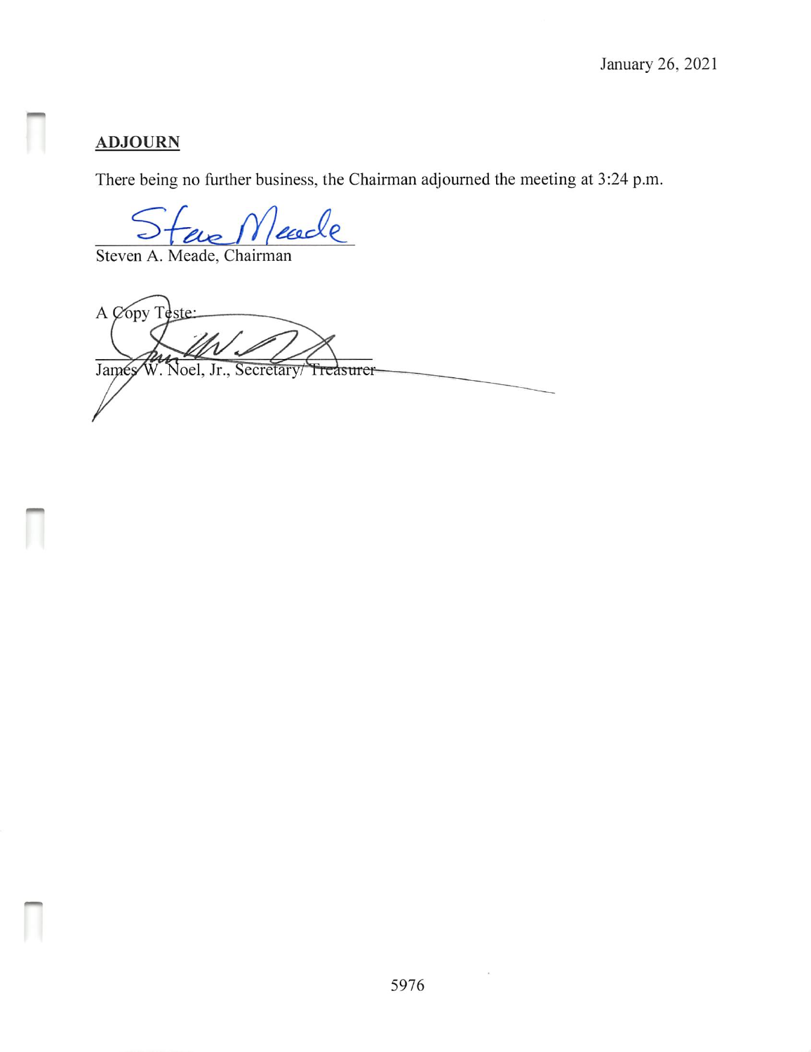January 26, 2021

## ADJOURN

There being no further business, the Chairman adjourned the meeting at 3:24 p.m.

Steven A. Meade, Chairman

A Copy Teste:

James W. Noel, Jr., Secretary/ Treasurer